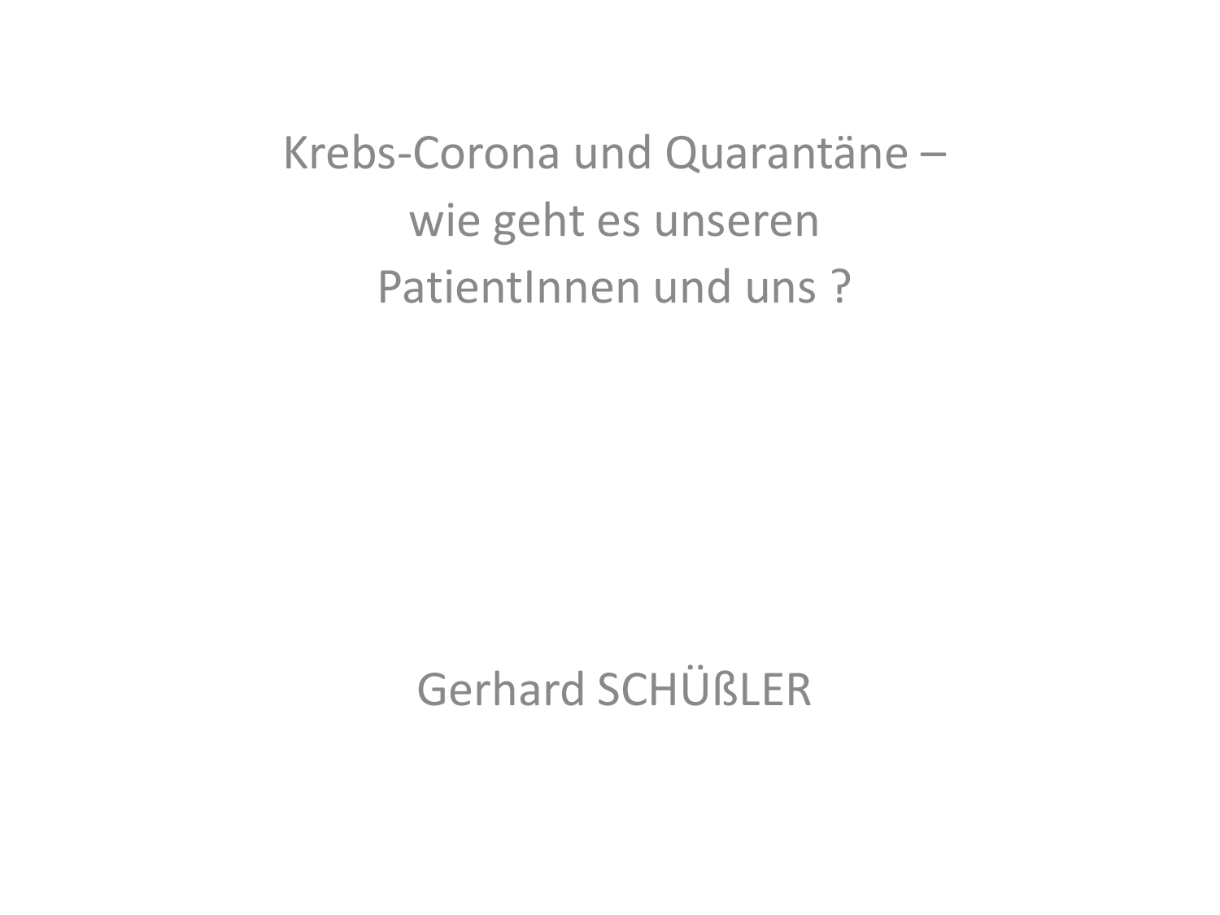# Krebs-Corona und Quarantäne – wie geht es unseren PatientInnen und uns ?

Gerhard SCHÜßLER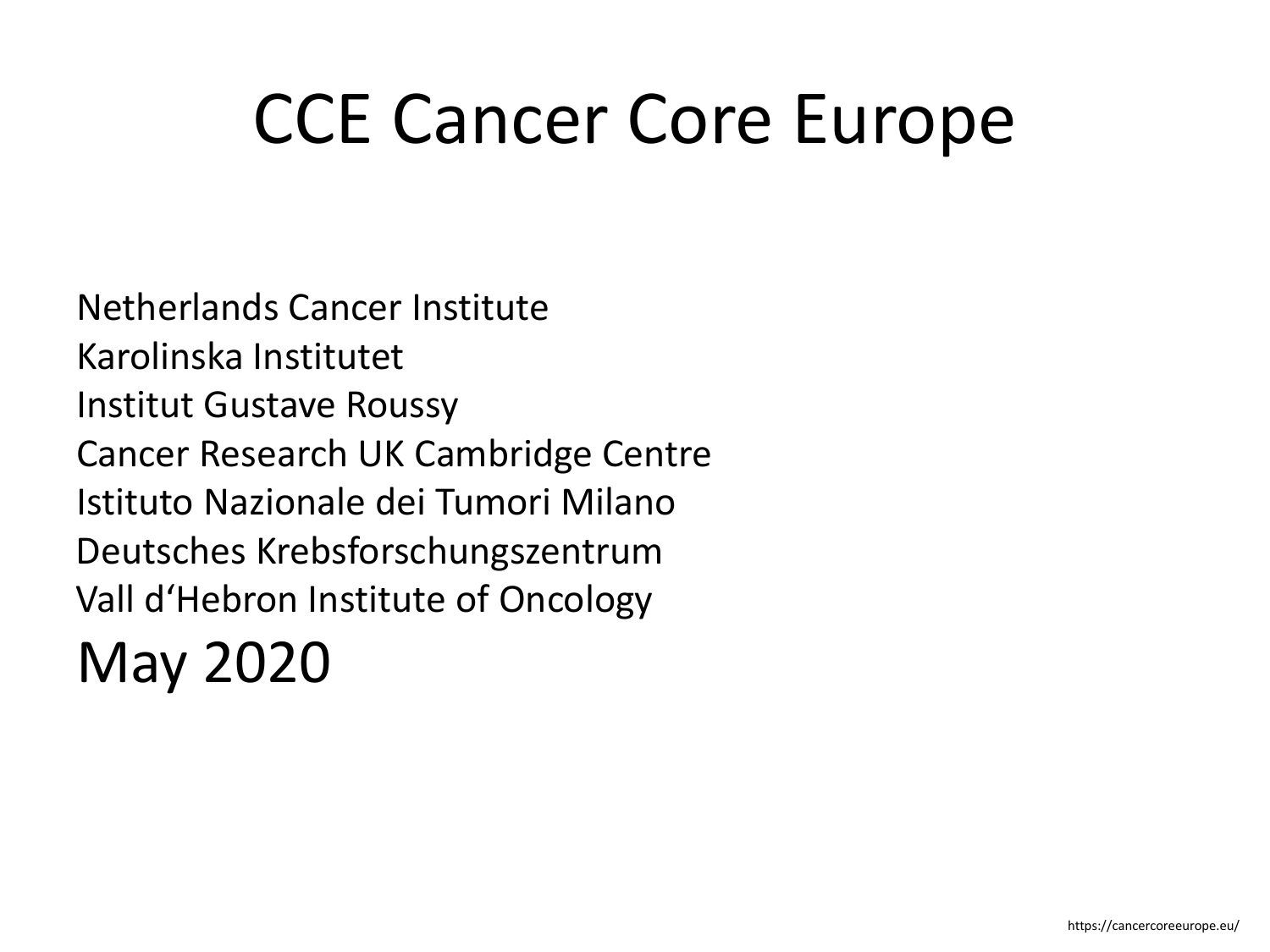# CCE Cancer Core Europe

Netherlands Cancer Institute
Karolinska Institutet
Institut Gustave Roussy
Cancer Research UK Cambridge Centre
Istituto Nazionale dei Tumori Milano
Deutsches Krebsforschungszentrum
Vall d'Hebron Institute of Oncology

May 2020

https://cancercoreeurope.eu/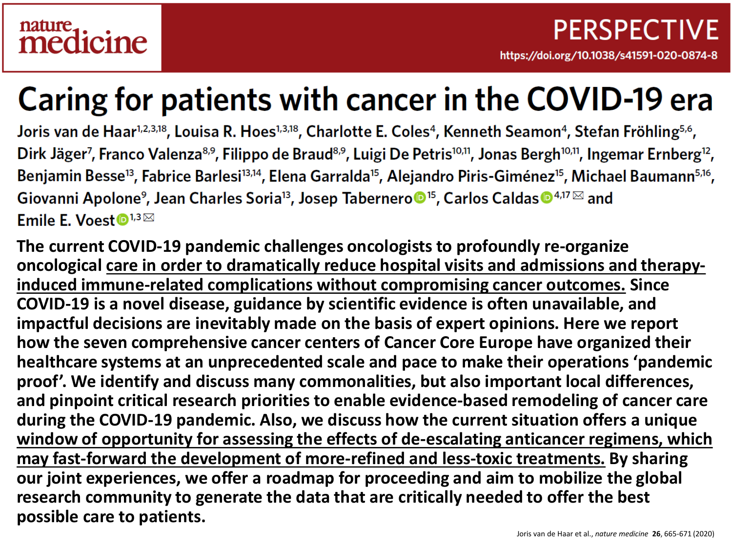nature medicine

PERSPECTIVE

https://doi.org/10.1038/s41591-020-0874-8

# Caring for patients with cancer in the COVID-19 era

Joris van de Haar[1,2,3,18], Louisa R. Hoes[1,3,18], Charlotte E. Coles[4], Kenneth Seamon[4], Stefan Fröhling[5,6], Dirk Jäger[7], Franco Valenza[8,9], Filippo de Braud[8,9], Luigi De Petris[10,11], Jonas Bergh[10,11], Ingemar Ernberg[12], Benjamin Besse[13], Fabrice Barlesi[13,14], Elena Garralda[15], Alejandro Piris-Giménez[15], Michael Baumann[5,16], Giovanni Apolone[9], Jean Charles Soria[13], Josep Tabernero[15], Carlos Caldas[4,17] and Emile E. Voest[1,3]

**The current COVID-19 pandemic challenges oncologists to profoundly re-organize oncological care in order to dramatically reduce hospital visits and admissions and therapy-induced immune-related complications without compromising cancer outcomes. Since COVID-19 is a novel disease, guidance by scientific evidence is often unavailable, and impactful decisions are inevitably made on the basis of expert opinions. Here we report how the seven comprehensive cancer centers of Cancer Core Europe have organized their healthcare systems at an unprecedented scale and pace to make their operations 'pandemic proof'. We identify and discuss many commonalities, but also important local differences, and pinpoint critical research priorities to enable evidence-based remodeling of cancer care during the COVID-19 pandemic. Also, we discuss how the current situation offers a unique window of opportunity for assessing the effects of de-escalating anticancer regimens, which may fast-forward the development of more-refined and less-toxic treatments. By sharing our joint experiences, we offer a roadmap for proceeding and aim to mobilize the global research community to generate the data that are critically needed to offer the best possible care to patients.**

Joris van de Haar et al., *nature medicine* **26**, 665-671 (2020)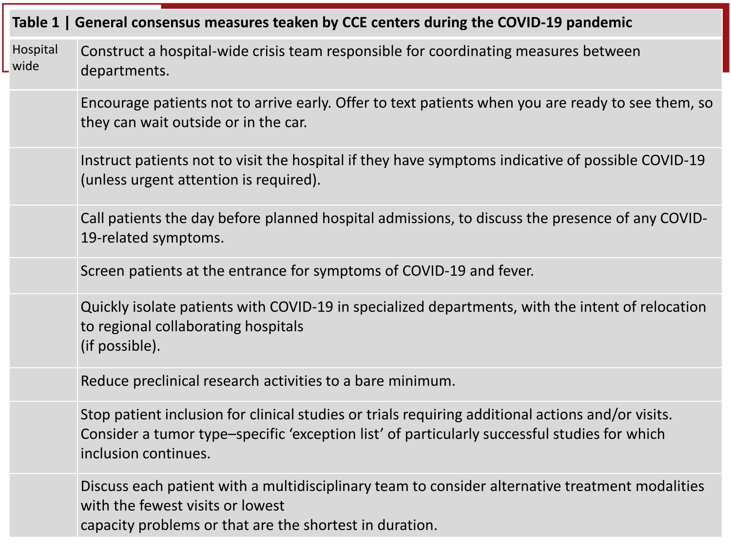**Table 1 | General consensus measures teaken by CCE centers during the COVID-19 pandemic**

| | |
|---|---|
| Hospital wide | Construct a hospital-wide crisis team responsible for coordinating measures between departments. |
| | Encourage patients not to arrive early. Offer to text patients when you are ready to see them, so they can wait outside or in the car. |
| | Instruct patients not to visit the hospital if they have symptoms indicative of possible COVID-19 (unless urgent attention is required). |
| | Call patients the day before planned hospital admissions, to discuss the presence of any COVID-19-related symptoms. |
| | Screen patients at the entrance for symptoms of COVID-19 and fever. |
| | Quickly isolate patients with COVID-19 in specialized departments, with the intent of relocation to regional collaborating hospitals (if possible). |
| | Reduce preclinical research activities to a bare minimum. |
| | Stop patient inclusion for clinical studies or trials requiring additional actions and/or visits. Consider a tumor type–specific ‘exception list’ of particularly successful studies for which inclusion continues. |
| | Discuss each patient with a multidisciplinary team to consider alternative treatment modalities with the fewest visits or lowest capacity problems or that are the shortest in duration. |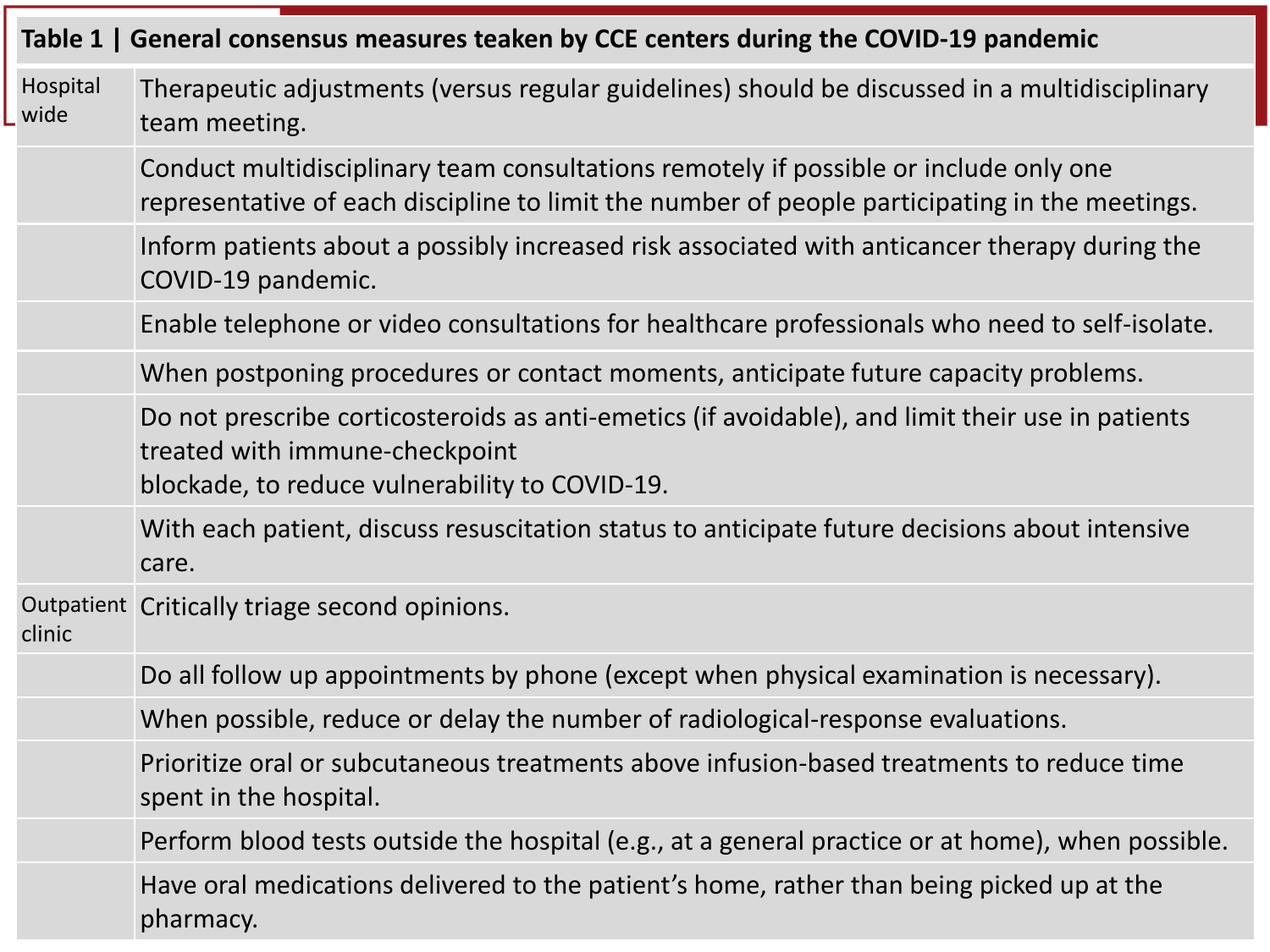**Table 1 | General consensus measures teaken by CCE centers during the COVID-19 pandemic**

| | |
|---|---|
| Hospital wide | Therapeutic adjustments (versus regular guidelines) should be discussed in a multidisciplinary team meeting. |
| | Conduct multidisciplinary team consultations remotely if possible or include only one representative of each discipline to limit the number of people participating in the meetings. |
| | Inform patients about a possibly increased risk associated with anticancer therapy during the COVID-19 pandemic. |
| | Enable telephone or video consultations for healthcare professionals who need to self-isolate. |
| | When postponing procedures or contact moments, anticipate future capacity problems. |
| | Do not prescribe corticosteroids as anti-emetics (if avoidable), and limit their use in patients treated with immune-checkpoint blockade, to reduce vulnerability to COVID-19. |
| | With each patient, discuss resuscitation status to anticipate future decisions about intensive care. |
| Outpatient clinic | Critically triage second opinions. |
| | Do all follow up appointments by phone (except when physical examination is necessary). |
| | When possible, reduce or delay the number of radiological-response evaluations. |
| | Prioritize oral or subcutaneous treatments above infusion-based treatments to reduce time spent in the hospital. |
| | Perform blood tests outside the hospital (e.g., at a general practice or at home), when possible. |
| | Have oral medications delivered to the patient's home, rather than being picked up at the pharmacy. |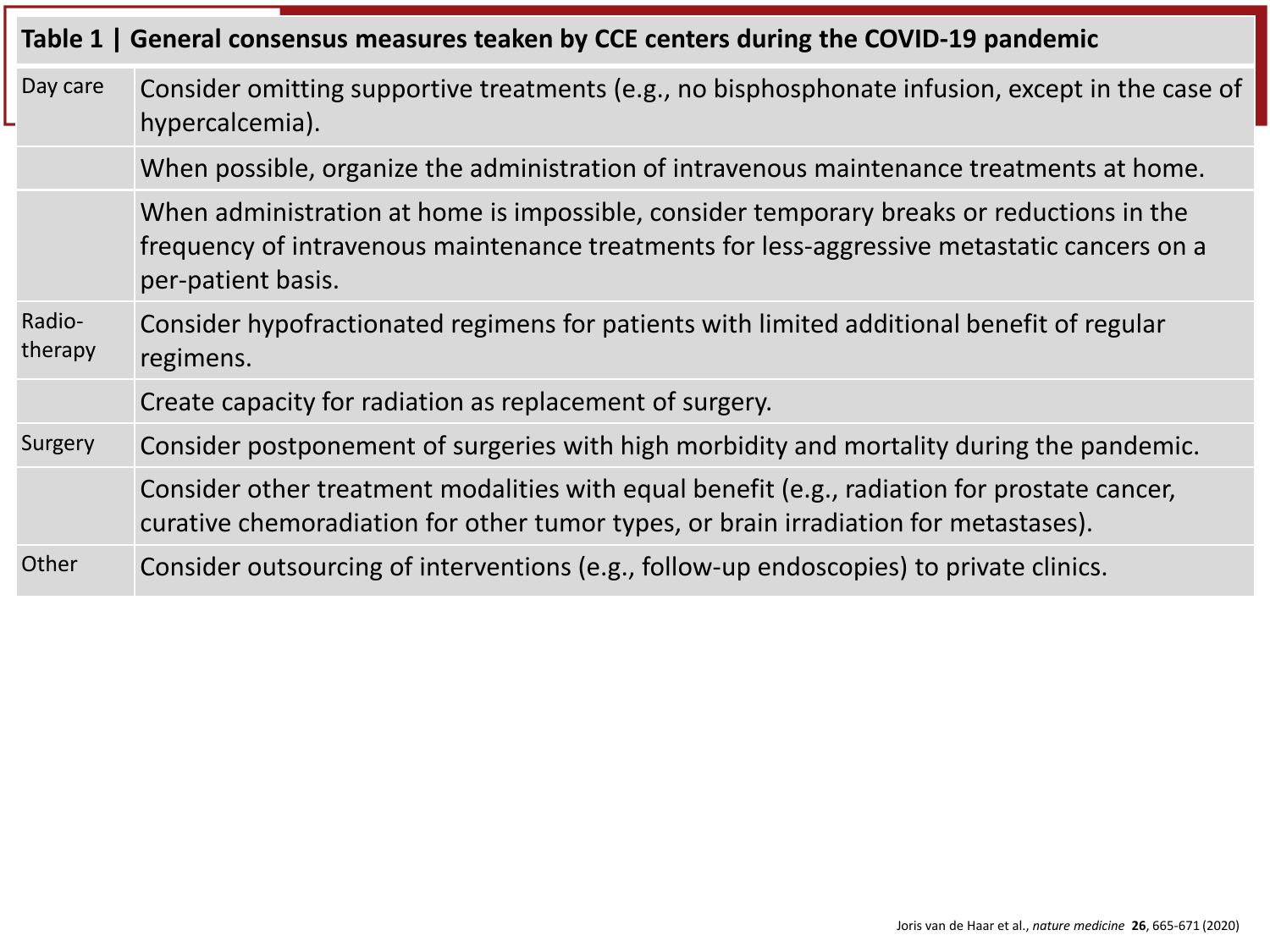**Table 1 | General consensus measures teaken by CCE centers during the COVID-19 pandemic**

| Category | Measure |
| --- | --- |
| Day care | Consider omitting supportive treatments (e.g., no bisphosphonate infusion, except in the case of hypercalcemia). |
| | When possible, organize the administration of intravenous maintenance treatments at home. |
| | When administration at home is impossible, consider temporary breaks or reductions in the frequency of intravenous maintenance treatments for less-aggressive metastatic cancers on a per-patient basis. |
| Radio-therapy | Consider hypofractionated regimens for patients with limited additional benefit of regular regimens. |
| | Create capacity for radiation as replacement of surgery. |
| Surgery | Consider postponement of surgeries with high morbidity and mortality during the pandemic. |
| | Consider other treatment modalities with equal benefit (e.g., radiation for prostate cancer, curative chemoradiation for other tumor types, or brain irradiation for metastases). |
| Other | Consider outsourcing of interventions (e.g., follow-up endoscopies) to private clinics. |

Joris van de Haar et al., *nature medicine* **26**, 665-671 (2020)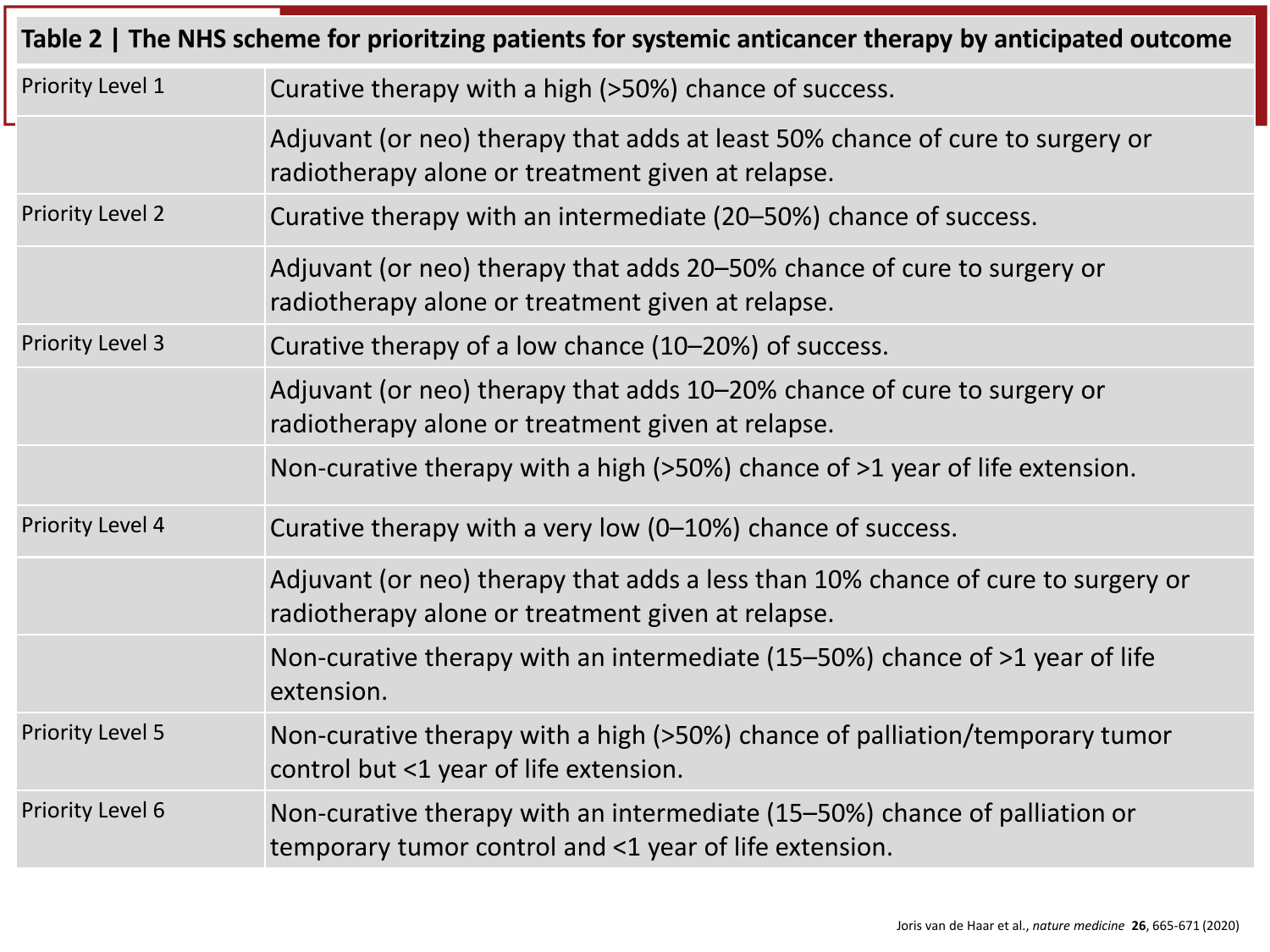| Table 2 \| The NHS scheme for prioritzing patients for systemic anticancer therapy by anticipated outcome | |
|---|---|
| Priority Level 1 | Curative therapy with a high (>50%) chance of success. |
| | Adjuvant (or neo) therapy that adds at least 50% chance of cure to surgery or radiotherapy alone or treatment given at relapse. |
| Priority Level 2 | Curative therapy with an intermediate (20–50%) chance of success. |
| | Adjuvant (or neo) therapy that adds 20–50% chance of cure to surgery or radiotherapy alone or treatment given at relapse. |
| Priority Level 3 | Curative therapy of a low chance (10–20%) of success. |
| | Adjuvant (or neo) therapy that adds 10–20% chance of cure to surgery or radiotherapy alone or treatment given at relapse. |
| | Non-curative therapy with a high (>50%) chance of >1 year of life extension. |
| Priority Level 4 | Curative therapy with a very low (0–10%) chance of success. |
| | Adjuvant (or neo) therapy that adds a less than 10% chance of cure to surgery or radiotherapy alone or treatment given at relapse. |
| | Non-curative therapy with an intermediate (15–50%) chance of >1 year of life extension. |
| Priority Level 5 | Non-curative therapy with a high (>50%) chance of palliation/temporary tumor control but <1 year of life extension. |
| Priority Level 6 | Non-curative therapy with an intermediate (15–50%) chance of palliation or temporary tumor control and <1 year of life extension. |

Joris van de Haar et al., *nature medicine* **26**, 665-671 (2020)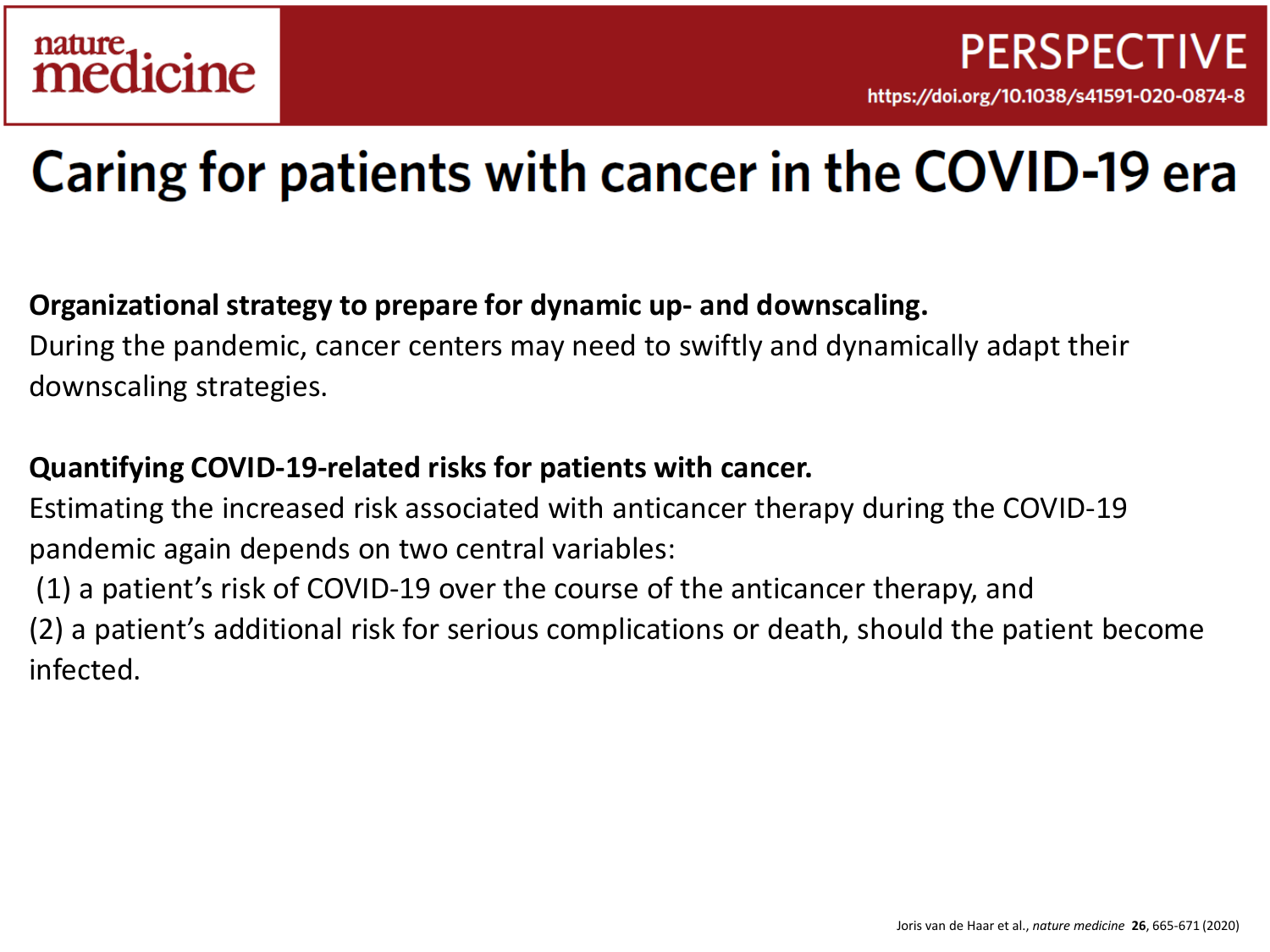nature medicine

PERSPECTIVE

https://doi.org/10.1038/s41591-020-0874-8

# Caring for patients with cancer in the COVID-19 era

**Organizational strategy to prepare for dynamic up- and downscaling.**

During the pandemic, cancer centers may need to swiftly and dynamically adapt their downscaling strategies.

**Quantifying COVID-19-related risks for patients with cancer.**

Estimating the increased risk associated with anticancer therapy during the COVID-19 pandemic again depends on two central variables:

(1) a patient's risk of COVID-19 over the course of the anticancer therapy, and

(2) a patient's additional risk for serious complications or death, should the patient become infected.

Joris van de Haar et al., *nature medicine* **26**, 665-671 (2020)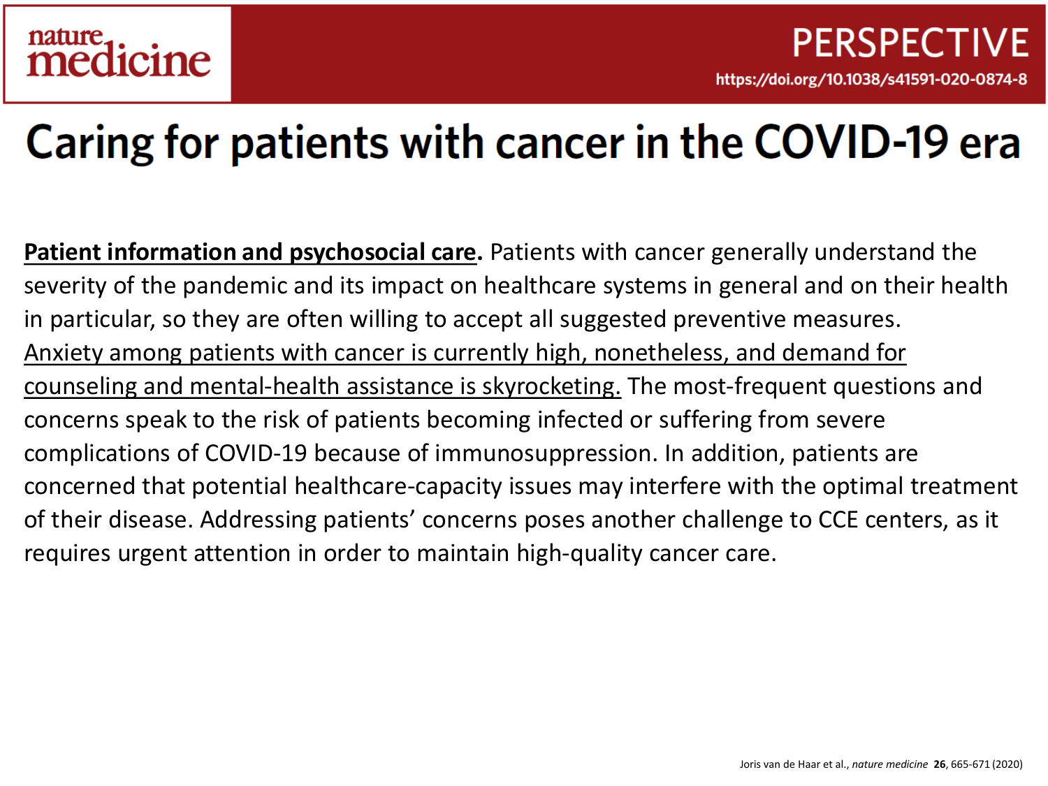nature medicine

PERSPECTIVE

https://doi.org/10.1038/s41591-020-0874-8

# Caring for patients with cancer in the COVID-19 era

**Patient information and psychosocial care.** Patients with cancer generally understand the severity of the pandemic and its impact on healthcare systems in general and on their health in particular, so they are often willing to accept all suggested preventive measures. Anxiety among patients with cancer is currently high, nonetheless, and demand for counseling and mental-health assistance is skyrocketing. The most-frequent questions and concerns speak to the risk of patients becoming infected or suffering from severe complications of COVID-19 because of immunosuppression. In addition, patients are concerned that potential healthcare-capacity issues may interfere with the optimal treatment of their disease. Addressing patients' concerns poses another challenge to CCE centers, as it requires urgent attention in order to maintain high-quality cancer care.

Joris van de Haar et al., *nature medicine* **26**, 665-671 (2020)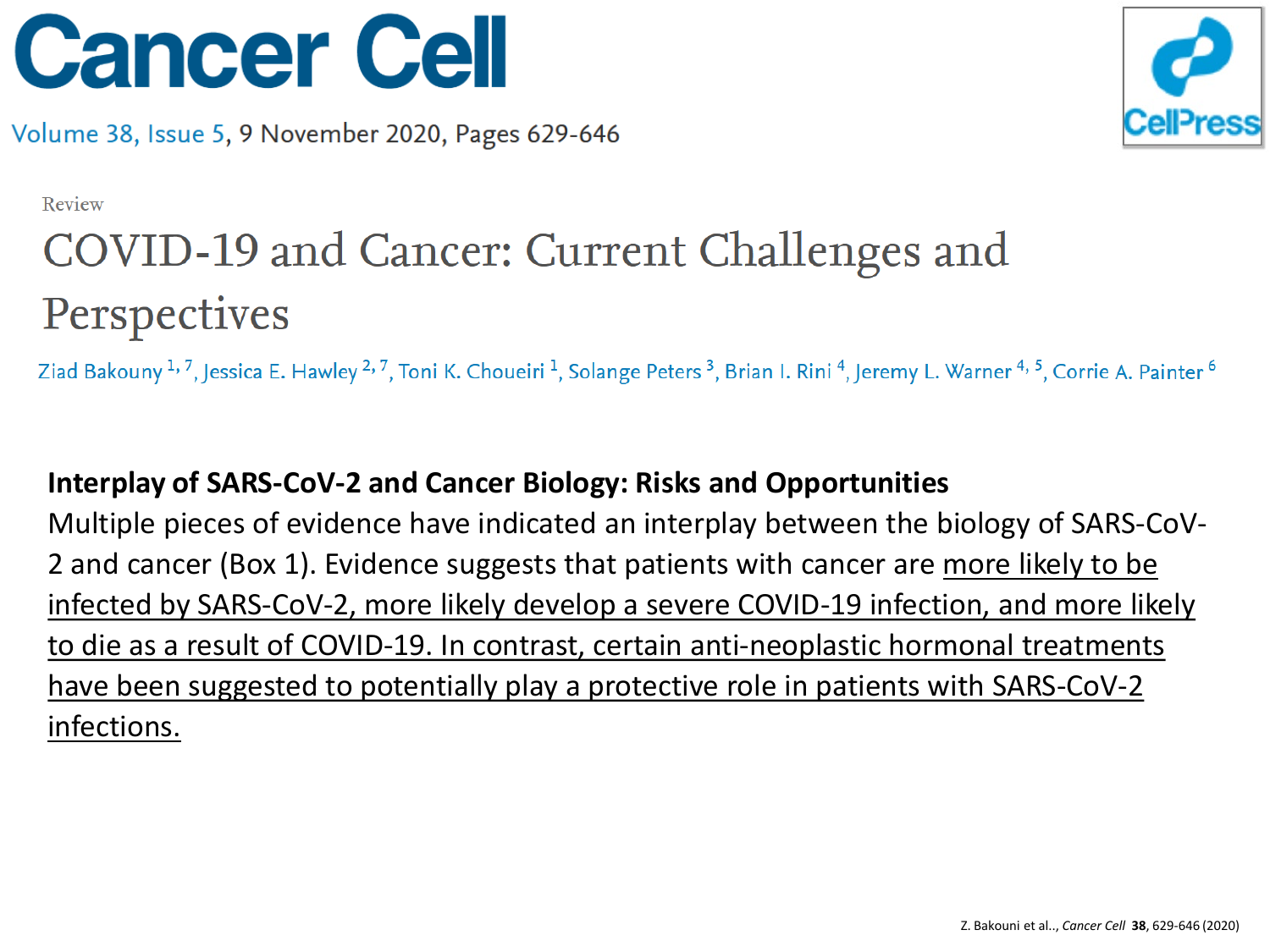# Cancer Cell

Volume 38, Issue 5, 9 November 2020, Pages 629-646

Review

## COVID-19 and Cancer: Current Challenges and Perspectives

Ziad Bakouny[1,7], Jessica E. Hawley[2,7], Toni K. Choueiri[1], Solange Peters[3], Brian I. Rini[4], Jeremy L. Warner[4,5], Corrie A. Painter[6]

**Interplay of SARS-CoV-2 and Cancer Biology: Risks and Opportunities**

Multiple pieces of evidence have indicated an interplay between the biology of SARS-CoV-2 and cancer (Box 1). Evidence suggests that patients with cancer are more likely to be infected by SARS-CoV-2, more likely develop a severe COVID-19 infection, and more likely to die as a result of COVID-19. In contrast, certain anti-neoplastic hormonal treatments have been suggested to potentially play a protective role in patients with SARS-CoV-2 infections.

Z. Bakouni et al., *Cancer Cell* **38**, 629-646 (2020)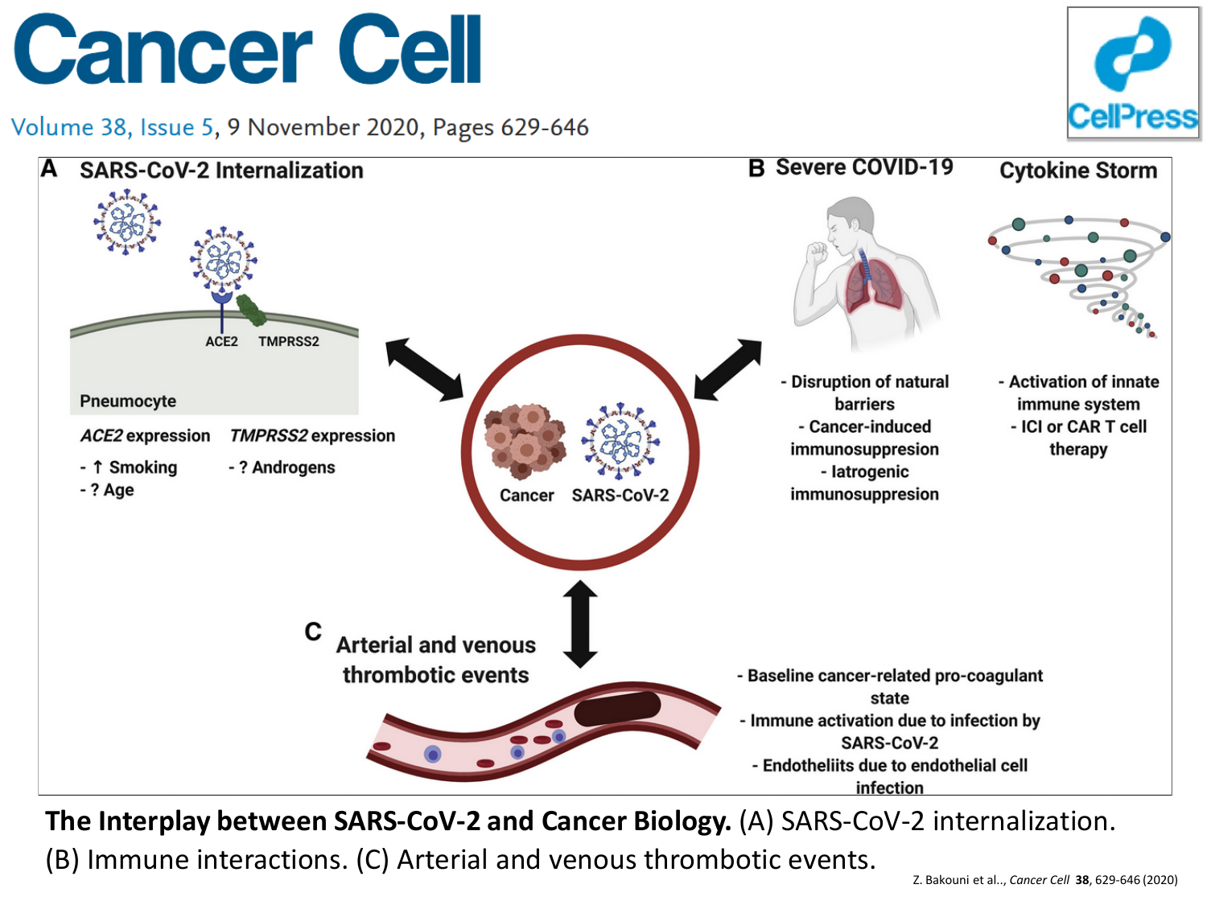# Cancer Cell

Volume 38, Issue 5, 9 November 2020, Pages 629-646

**A** SARS-CoV-2 Internalization

ACE2 TMPRSS2

Pneumocyte

*ACE2* expression
- ↑ Smoking
- ? Age

*TMPRSS2* expression
- ? Androgens

Cancer SARS-CoV-2

**B** Severe COVID-19

- Disruption of natural barriers
- Cancer-induced immunosuppresion
- Iatrogenic immunosuppresion

Cytokine Storm

- Activation of innate immune system
- ICI or CAR T cell therapy

**C** Arterial and venous thrombotic events

- Baseline cancer-related pro-coagulant state
- Immune activation due to infection by SARS-CoV-2
- Endotheliits due to endothelial cell infection

**The Interplay between SARS-CoV-2 and Cancer Biology.** (A) SARS-CoV-2 internalization. (B) Immune interactions. (C) Arterial and venous thrombotic events.

Z. Bakouni et al., *Cancer Cell* **38**, 629-646 (2020)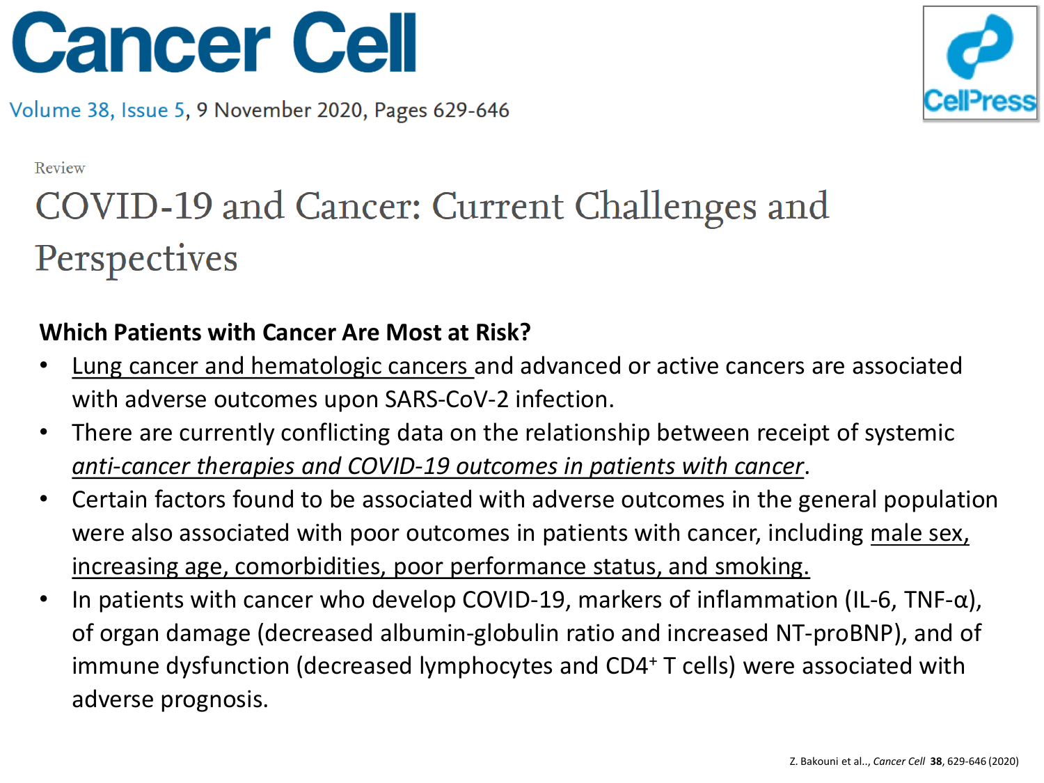# Cancer Cell

Volume 38, Issue 5, 9 November 2020, Pages 629-646

Review

## COVID-19 and Cancer: Current Challenges and Perspectives

### Which Patients with Cancer Are Most at Risk?

- Lung cancer and hematologic cancers and advanced or active cancers are associated with adverse outcomes upon SARS-CoV-2 infection.
- There are currently conflicting data on the relationship between receipt of systemic *anti-cancer therapies and COVID-19 outcomes in patients with cancer*.
- Certain factors found to be associated with adverse outcomes in the general population were also associated with poor outcomes in patients with cancer, including male sex, increasing age, comorbidities, poor performance status, and smoking.
- In patients with cancer who develop COVID-19, markers of inflammation (IL-6, TNF-α), of organ damage (decreased albumin-globulin ratio and increased NT-proBNP), and of immune dysfunction (decreased lymphocytes and $CD4^+$ T cells) were associated with adverse prognosis.

Z. Bakouni et al., *Cancer Cell* **38**, 629-646 (2020)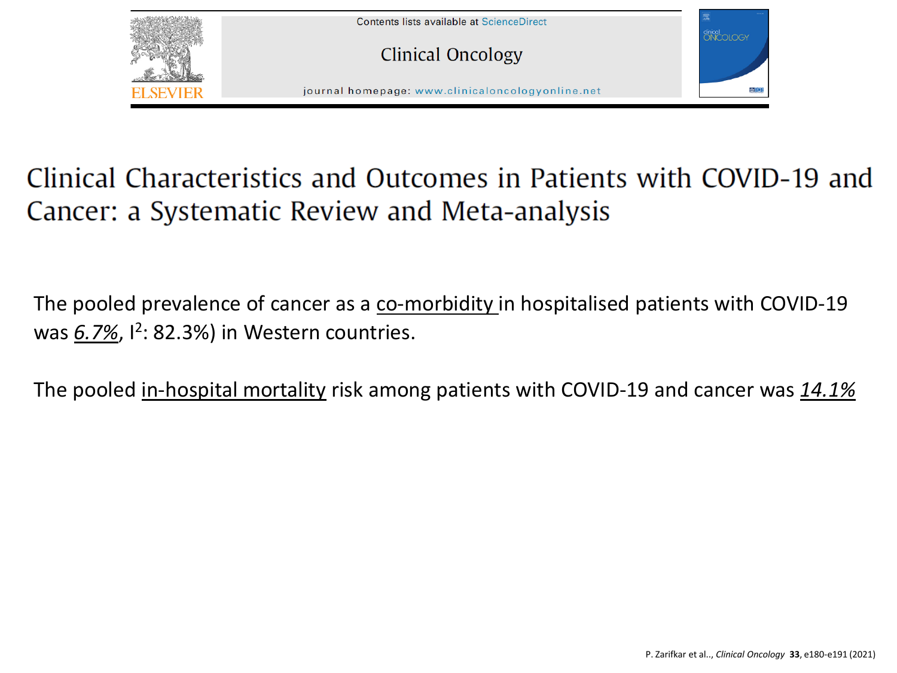Contents lists available at ScienceDirect

Clinical Oncology

journal homepage: www.clinicaloncologyonline.net

# Clinical Characteristics and Outcomes in Patients with COVID-19 and Cancer: a Systematic Review and Meta-analysis

The pooled prevalence of cancer as a co-morbidity in hospitalised patients with COVID-19 was *6.7%*, $I^2$: 82.3%) in Western countries.

The pooled in-hospital mortality risk among patients with COVID-19 and cancer was *14.1%*

P. Zarifkar et al.., *Clinical Oncology* **33**, e180-e191 (2021)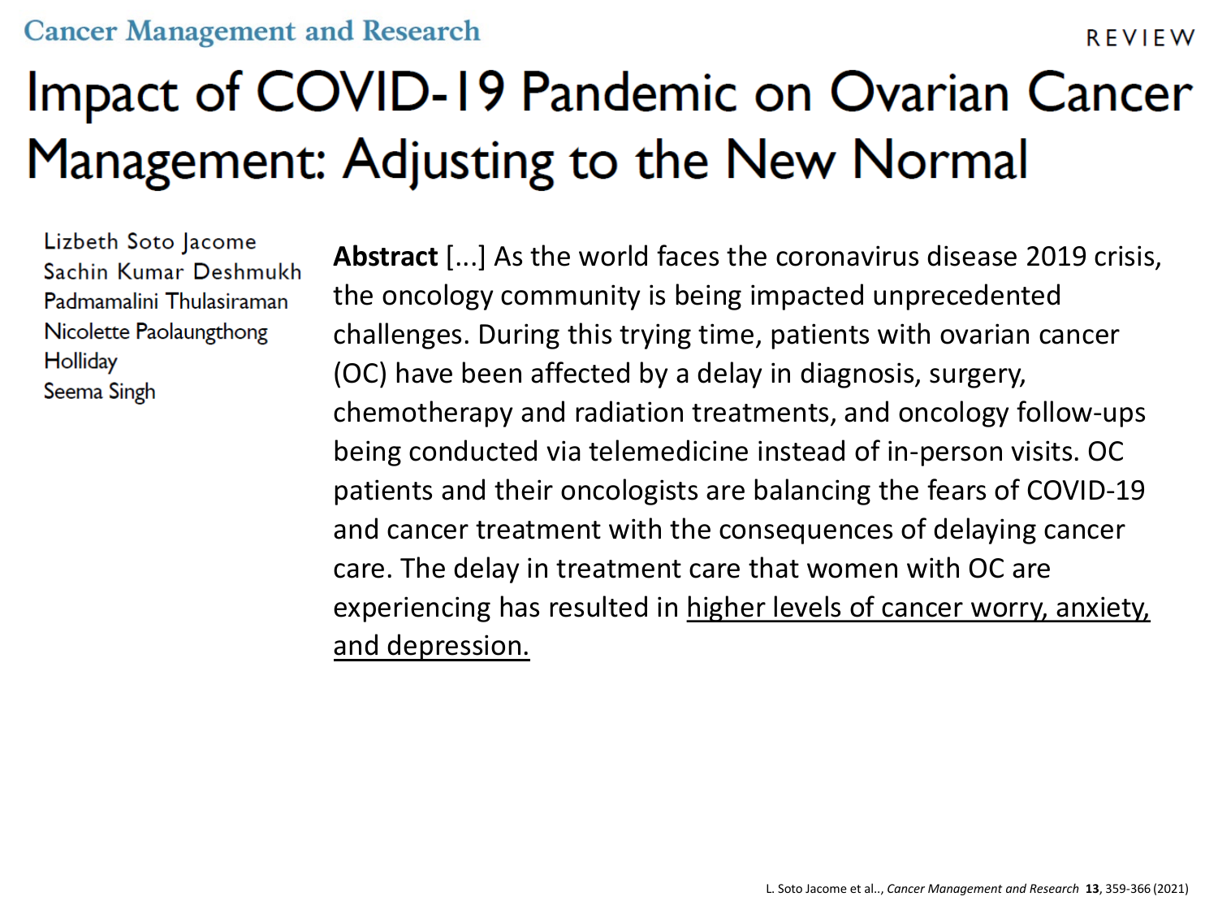Cancer Management and Research

REVIEW

# Impact of COVID-19 Pandemic on Ovarian Cancer Management: Adjusting to the New Normal

Lizbeth Soto Jacome
Sachin Kumar Deshmukh
Padmamalini Thulasiraman
Nicolette Paolaungthong Holliday
Seema Singh

**Abstract** [...] As the world faces the coronavirus disease 2019 crisis, the oncology community is being impacted unprecedented challenges. During this trying time, patients with ovarian cancer (OC) have been affected by a delay in diagnosis, surgery, chemotherapy and radiation treatments, and oncology follow-ups being conducted via telemedicine instead of in-person visits. OC patients and their oncologists are balancing the fears of COVID-19 and cancer treatment with the consequences of delaying cancer care. The delay in treatment care that women with OC are experiencing has resulted in higher levels of cancer worry, anxiety, and depression.

L. Soto Jacome et al.., *Cancer Management and Research* **13**, 359-366 (2021)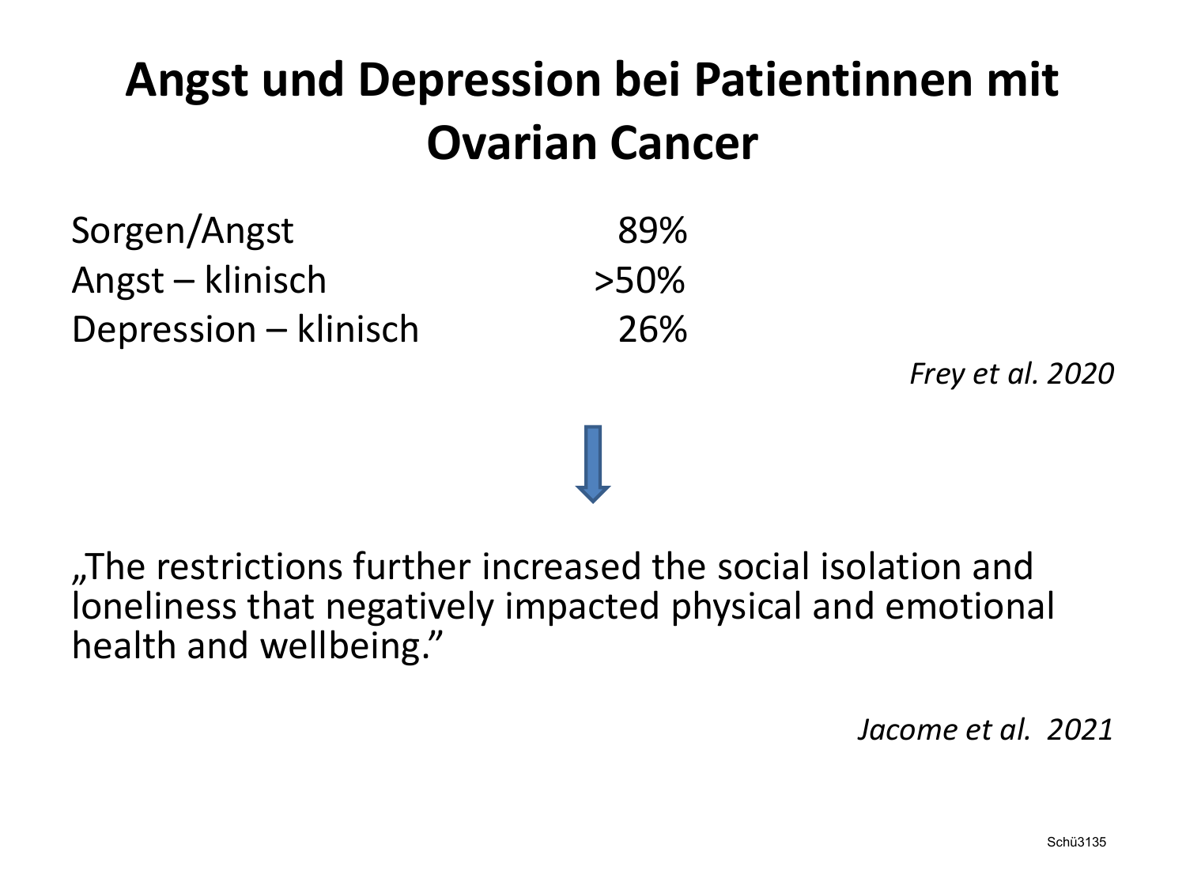# Angst und Depression bei Patientinnen mit Ovarian Cancer

| | |
|---|---|
| Sorgen/Angst | 89% |
| Angst – klinisch | >50% |
| Depression – klinisch | 26% |

*Frey et al. 2020*

↓

„The restrictions further increased the social isolation and loneliness that negatively impacted physical and emotional health and wellbeing."

*Jacome et al. 2021*

Schü3135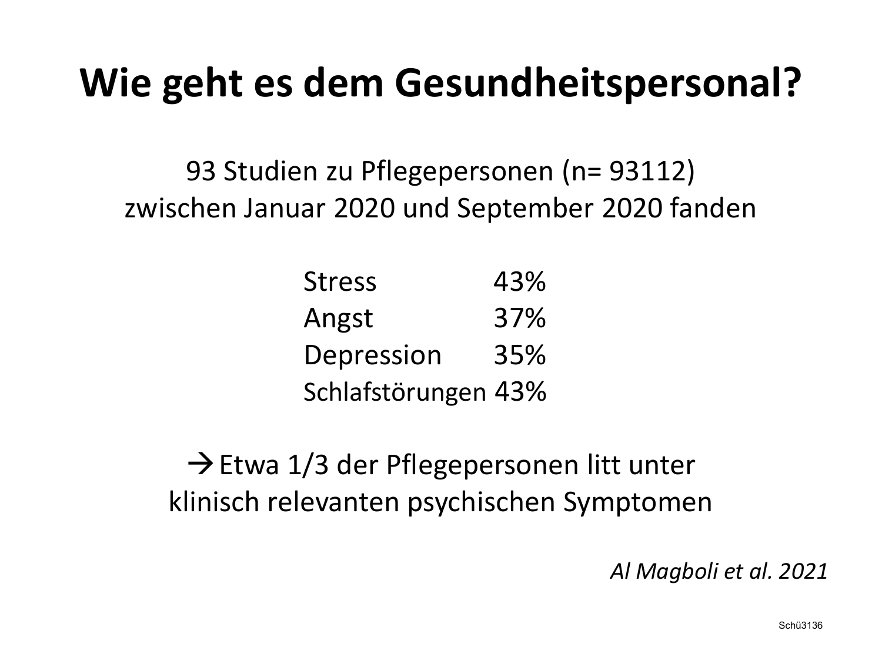# Wie geht es dem Gesundheitspersonal?

93 Studien zu Pflegepersonen (n= 93112)
zwischen Januar 2020 und September 2020 fanden

| | |
|---|---|
| Stress | 43% |
| Angst | 37% |
| Depression | 35% |
| Schlafstörungen | 43% |

→ Etwa 1/3 der Pflegepersonen litt unter klinisch relevanten psychischen Symptomen

*Al Magboli et al. 2021*

Schü3136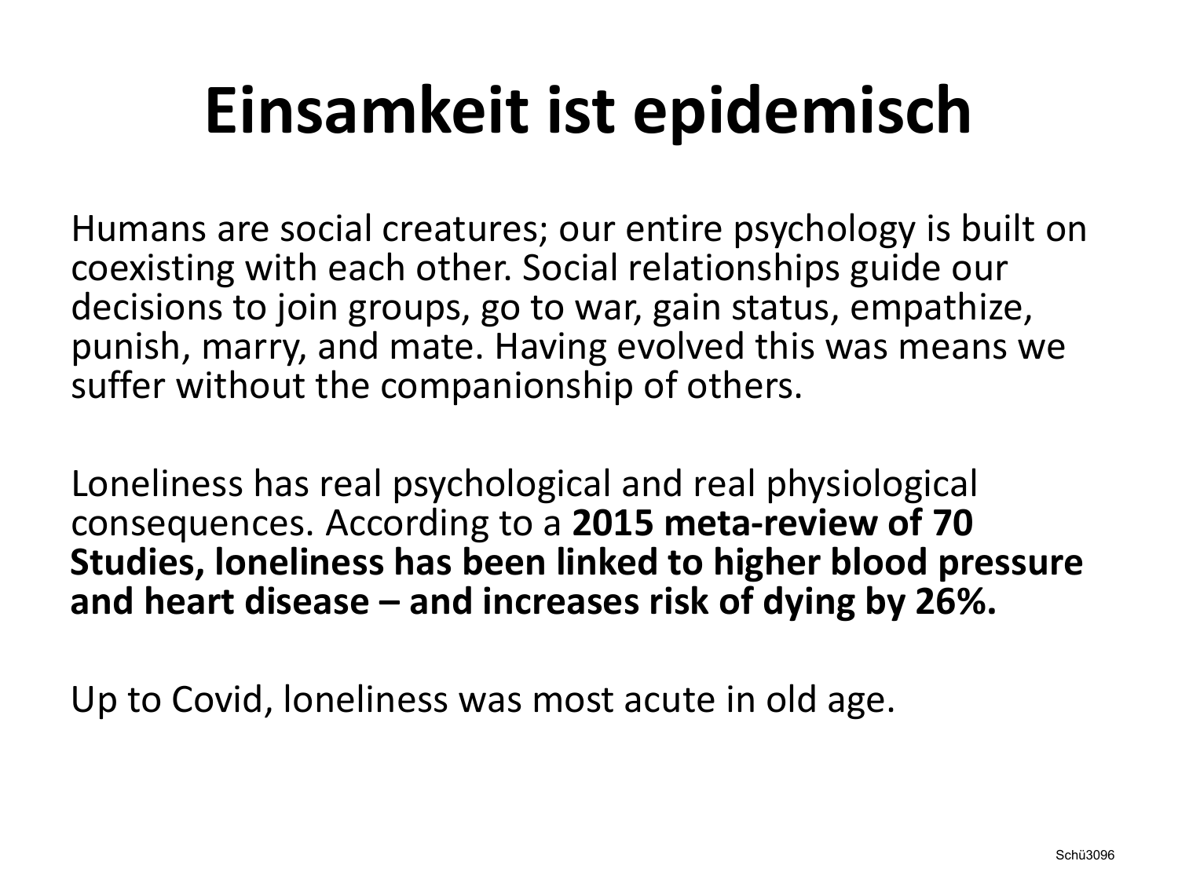# Einsamkeit ist epidemisch

Humans are social creatures; our entire psychology is built on coexisting with each other. Social relationships guide our decisions to join groups, go to war, gain status, empathize, punish, marry, and mate. Having evolved this was means we suffer without the companionship of others.

Loneliness has real psychological and real physiological consequences. According to a **2015 meta-review of 70 Studies, loneliness has been linked to higher blood pressure and heart disease – and increases risk of dying by 26%.**

Up to Covid, loneliness was most acute in old age.

Schü3096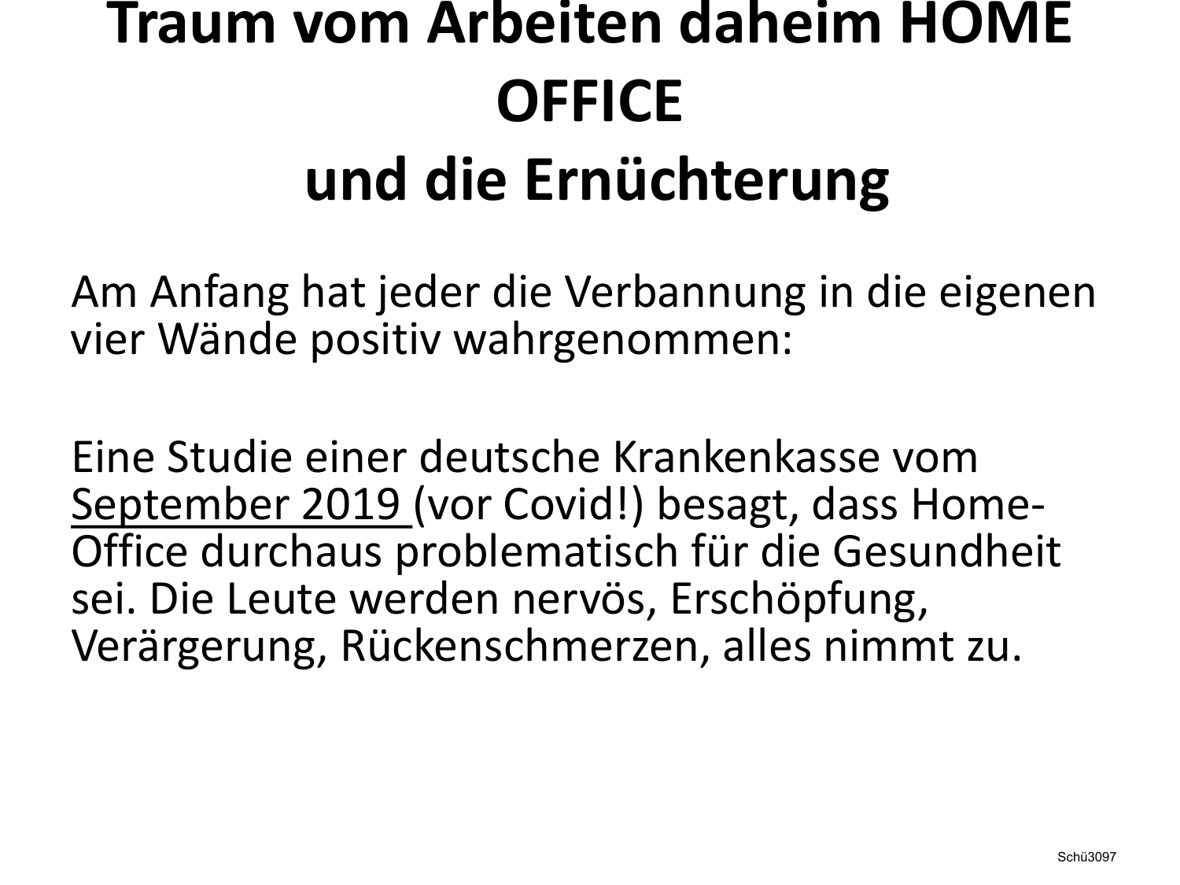# Traum vom Arbeiten daheim HOME OFFICE und die Ernüchterung

Am Anfang hat jeder die Verbannung in die eigenen vier Wände positiv wahrgenommen:

Eine Studie einer deutsche Krankenkasse vom <u>September 2019 </u>(vor Covid!) besagt, dass Home-Office durchaus problematisch für die Gesundheit sei. Die Leute werden nervös, Erschöpfung, Verärgerung, Rückenschmerzen, alles nimmt zu.

Schü3097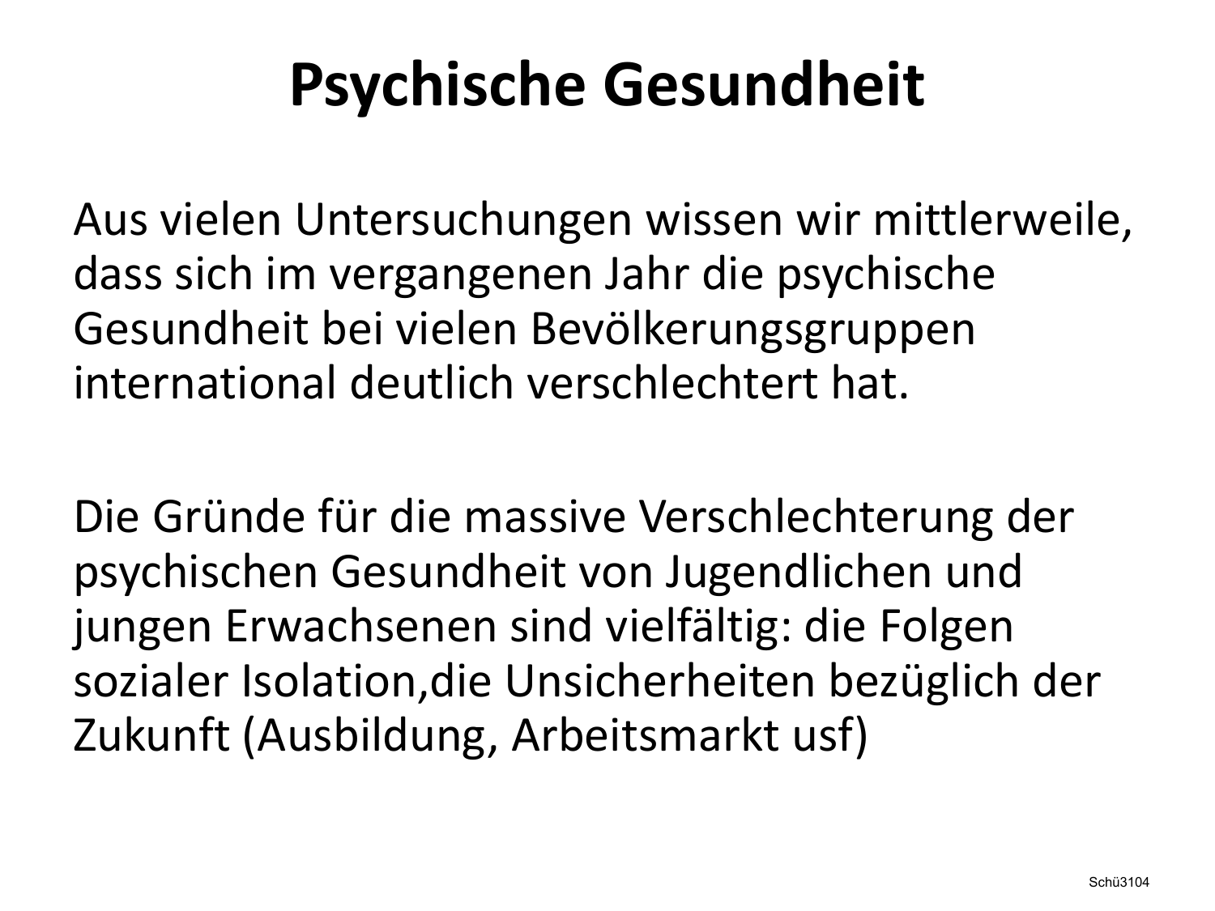# Psychische Gesundheit

Aus vielen Untersuchungen wissen wir mittlerweile, dass sich im vergangenen Jahr die psychische Gesundheit bei vielen Bevölkerungsgruppen international deutlich verschlechtert hat.

Die Gründe für die massive Verschlechterung der psychischen Gesundheit von Jugendlichen und jungen Erwachsenen sind vielfältig: die Folgen sozialer Isolation,die Unsicherheiten bezüglich der Zukunft (Ausbildung, Arbeitsmarkt usf)

Schü3104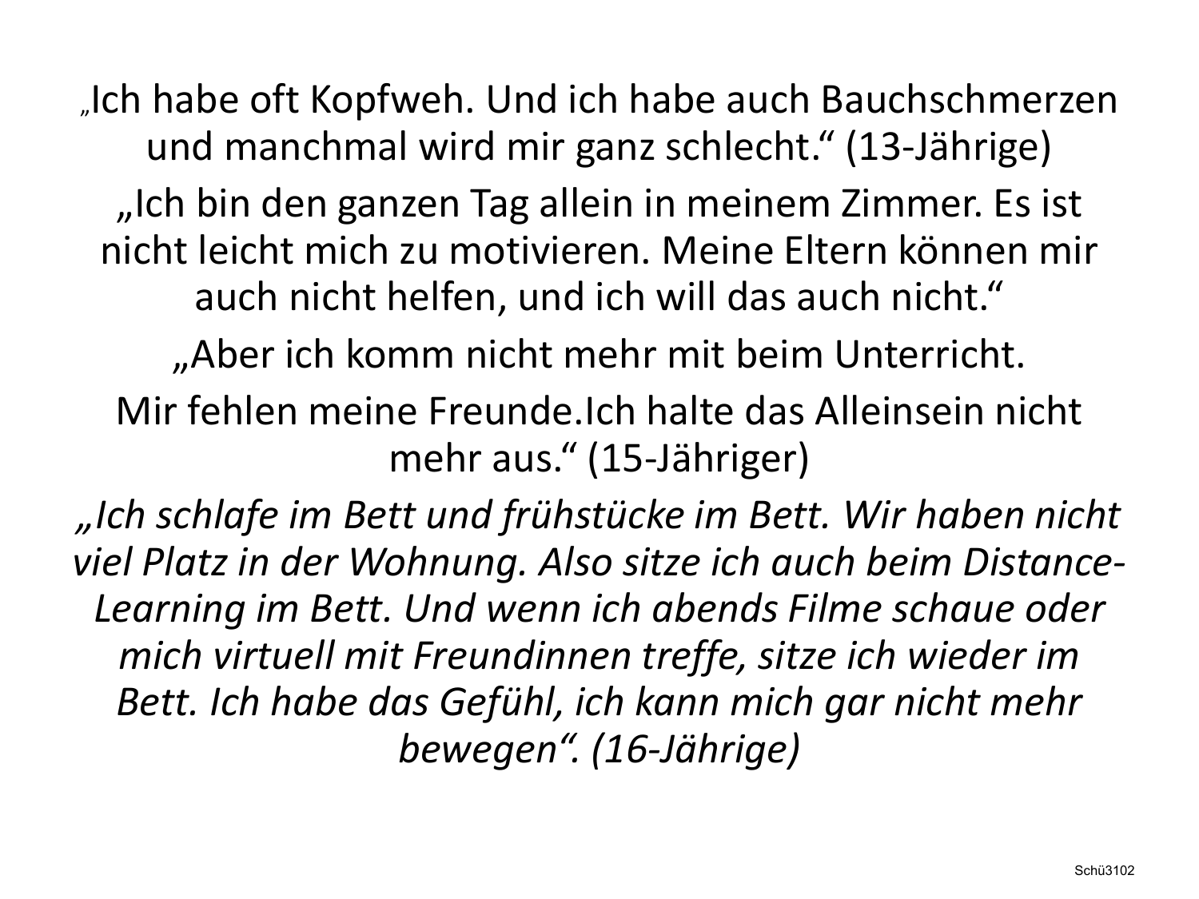„Ich habe oft Kopfweh. Und ich habe auch Bauchschmerzen und manchmal wird mir ganz schlecht.“ (13-Jährige)

„Ich bin den ganzen Tag allein in meinem Zimmer. Es ist nicht leicht mich zu motivieren. Meine Eltern können mir auch nicht helfen, und ich will das auch nicht.“

„Aber ich komm nicht mehr mit beim Unterricht.

Mir fehlen meine Freunde.Ich halte das Alleinsein nicht mehr aus.“ (15-Jähriger)

*„Ich schlafe im Bett und frühstücke im Bett. Wir haben nicht viel Platz in der Wohnung. Also sitze ich auch beim Distance-Learning im Bett. Und wenn ich abends Filme schaue oder mich virtuell mit Freundinnen treffe, sitze ich wieder im Bett. Ich habe das Gefühl, ich kann mich gar nicht mehr bewegen“. (16-Jährige)*

Schü3102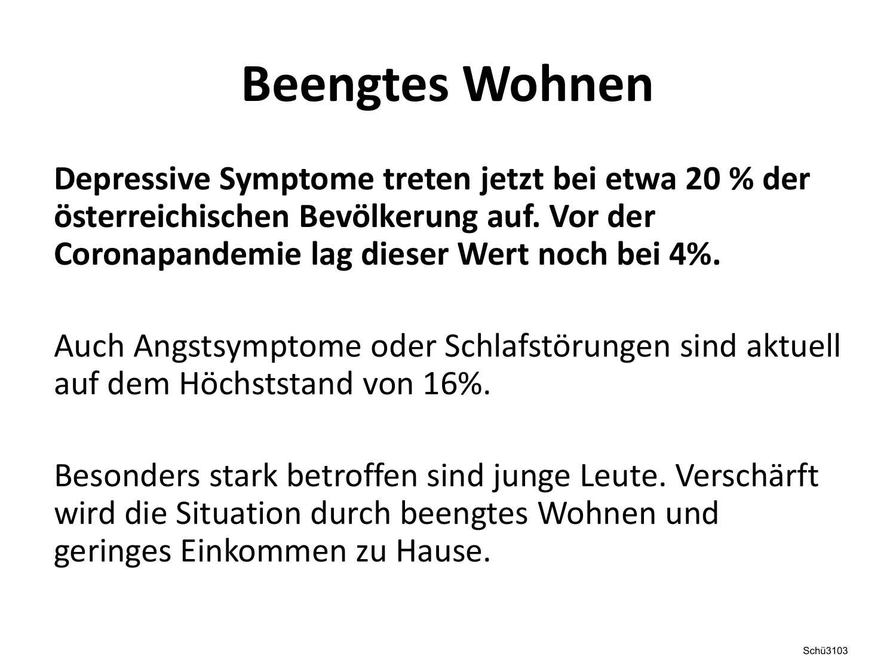# Beengtes Wohnen

**Depressive Symptome treten jetzt bei etwa 20 % der österreichischen Bevölkerung auf. Vor der Coronapandemie lag dieser Wert noch bei 4%.**

Auch Angstsymptome oder Schlafstörungen sind aktuell auf dem Höchststand von 16%.

Besonders stark betroffen sind junge Leute. Verschärft wird die Situation durch beengtes Wohnen und geringes Einkommen zu Hause.

Schü3103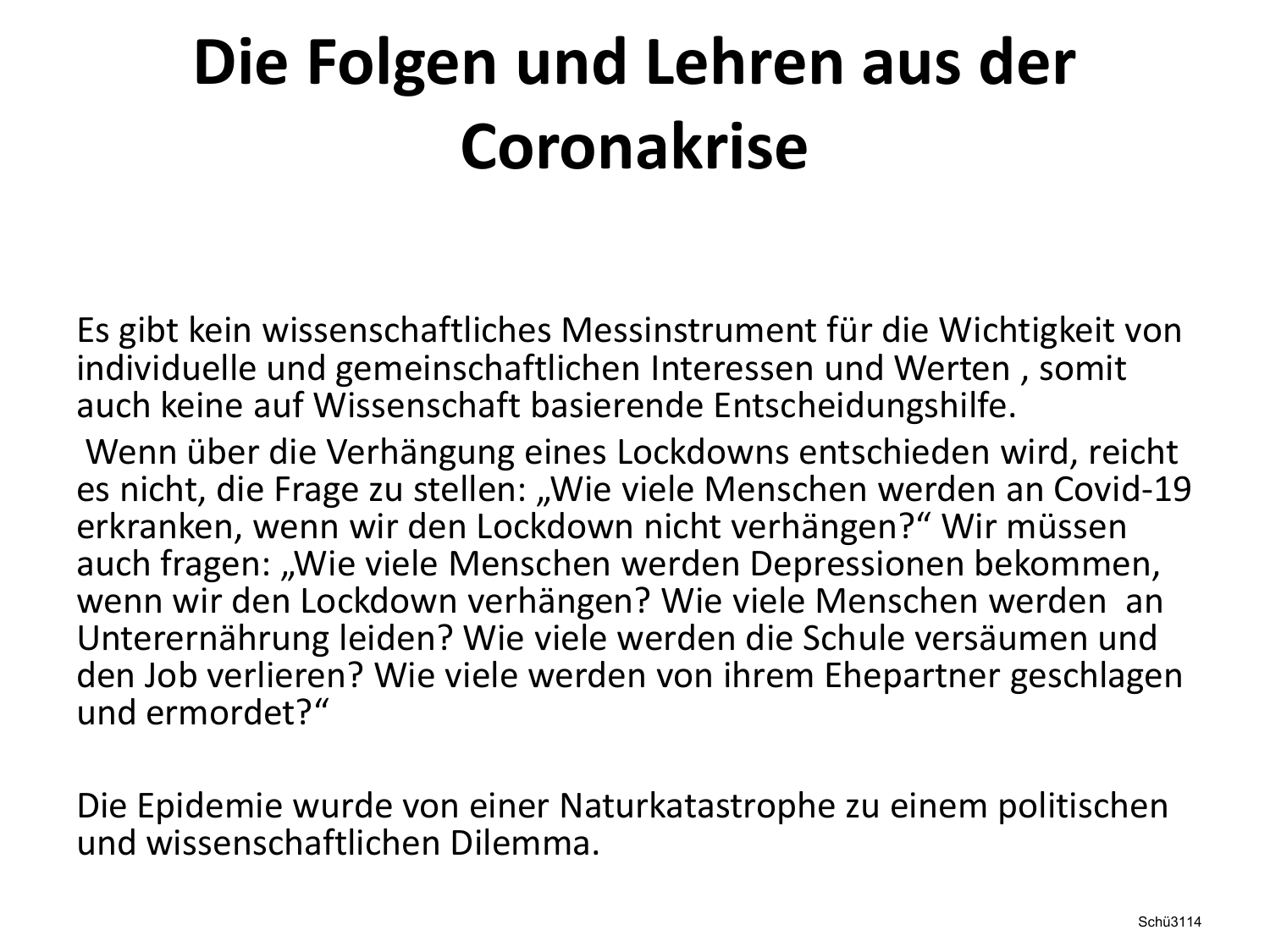# Die Folgen und Lehren aus der Coronakrise

Es gibt kein wissenschaftliches Messinstrument für die Wichtigkeit von individuelle und gemeinschaftlichen Interessen und Werten , somit auch keine auf Wissenschaft basierende Entscheidungshilfe.

Wenn über die Verhängung eines Lockdowns entschieden wird, reicht es nicht, die Frage zu stellen: „Wie viele Menschen werden an Covid-19 erkranken, wenn wir den Lockdown nicht verhängen?“ Wir müssen auch fragen: „Wie viele Menschen werden Depressionen bekommen, wenn wir den Lockdown verhängen? Wie viele Menschen werden an Unterernährung leiden? Wie viele werden die Schule versäumen und den Job verlieren? Wie viele werden von ihrem Ehepartner geschlagen und ermordet?“

Die Epidemie wurde von einer Naturkatastrophe zu einem politischen und wissenschaftlichen Dilemma.

Schü3114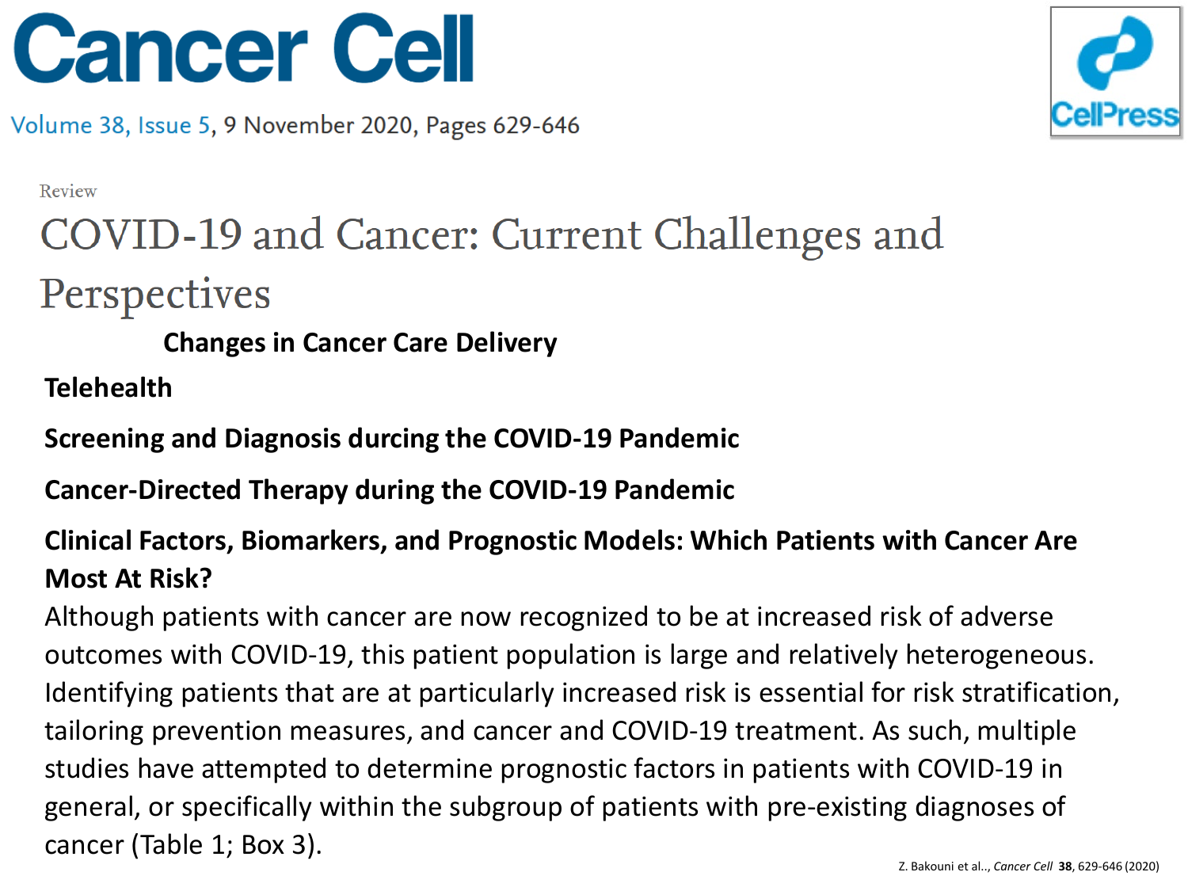# Cancer Cell

Volume 38, Issue 5, 9 November 2020, Pages 629-646

Review

## COVID-19 and Cancer: Current Challenges and Perspectives

### Changes in Cancer Care Delivery

**Telehealth**

**Screening and Diagnosis durcing the COVID-19 Pandemic**

**Cancer-Directed Therapy during the COVID-19 Pandemic**

**Clinical Factors, Biomarkers, and Prognostic Models: Which Patients with Cancer Are Most At Risk?**

Although patients with cancer are now recognized to be at increased risk of adverse outcomes with COVID-19, this patient population is large and relatively heterogeneous. Identifying patients that are at particularly increased risk is essential for risk stratification, tailoring prevention measures, and cancer and COVID-19 treatment. As such, multiple studies have attempted to determine prognostic factors in patients with COVID-19 in general, or specifically within the subgroup of patients with pre-existing diagnoses of cancer (Table 1; Box 3).

Z. Bakouni et al.., *Cancer Cell* **38**, 629-646 (2020)